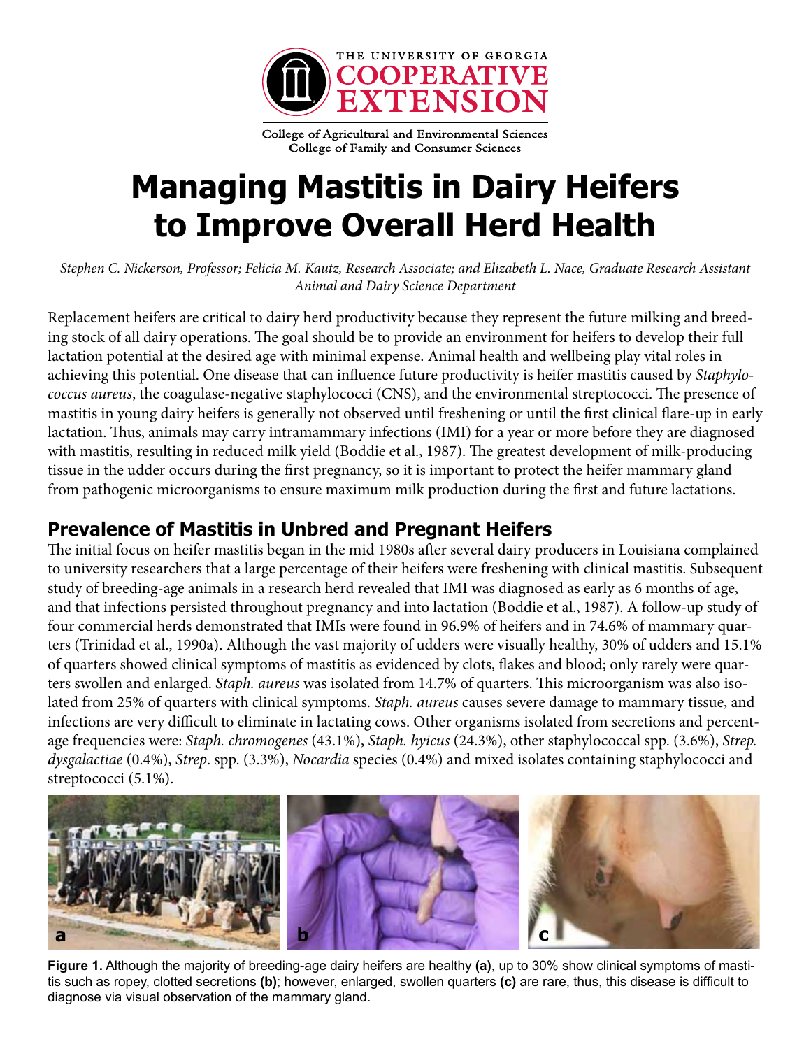THE UNIVERSITY OF GEORGIA
COOPERATIVE EXTENSION

College of Agricultural and Environmental Sciences
College of Family and Consumer Sciences

# Managing Mastitis in Dairy Heifers to Improve Overall Herd Health

*Stephen C. Nickerson, Professor; Felicia M. Kautz, Research Associate; and Elizabeth L. Nace, Graduate Research Assistant*
*Animal and Dairy Science Department*

Replacement heifers are critical to dairy herd productivity because they represent the future milking and breeding stock of all dairy operations. The goal should be to provide an environment for heifers to develop their full lactation potential at the desired age with minimal expense. Animal health and wellbeing play vital roles in achieving this potential. One disease that can influence future productivity is heifer mastitis caused by *Staphylococcus aureus*, the coagulase-negative staphylococci (CNS), and the environmental streptococci. The presence of mastitis in young dairy heifers is generally not observed until freshening or until the first clinical flare-up in early lactation. Thus, animals may carry intramammary infections (IMI) for a year or more before they are diagnosed with mastitis, resulting in reduced milk yield (Boddie et al., 1987). The greatest development of milk-producing tissue in the udder occurs during the first pregnancy, so it is important to protect the heifer mammary gland from pathogenic microorganisms to ensure maximum milk production during the first and future lactations.

## Prevalence of Mastitis in Unbred and Pregnant Heifers

The initial focus on heifer mastitis began in the mid 1980s after several dairy producers in Louisiana complained to university researchers that a large percentage of their heifers were freshening with clinical mastitis. Subsequent study of breeding-age animals in a research herd revealed that IMI was diagnosed as early as 6 months of age, and that infections persisted throughout pregnancy and into lactation (Boddie et al., 1987). A follow-up study of four commercial herds demonstrated that IMIs were found in 96.9% of heifers and in 74.6% of mammary quarters (Trinidad et al., 1990a). Although the vast majority of udders were visually healthy, 30% of udders and 15.1% of quarters showed clinical symptoms of mastitis as evidenced by clots, flakes and blood; only rarely were quarters swollen and enlarged. *Staph. aureus* was isolated from 14.7% of quarters. This microorganism was also isolated from 25% of quarters with clinical symptoms. *Staph. aureus* causes severe damage to mammary tissue, and infections are very difficult to eliminate in lactating cows. Other organisms isolated from secretions and percentage frequencies were: *Staph. chromogenes* (43.1%), *Staph. hyicus* (24.3%), other staphylococcal spp. (3.6%), *Strep. dysgalactiae* (0.4%), *Strep*. spp. (3.3%), *Nocardia* species (0.4%) and mixed isolates containing staphylococci and streptococci (5.1%).

**Figure 1.** Although the majority of breeding-age dairy heifers are healthy **(a)**, up to 30% show clinical symptoms of mastitis such as ropey, clotted secretions **(b)**; however, enlarged, swollen quarters **(c)** are rare, thus, this disease is difficult to diagnose via visual observation of the mammary gland.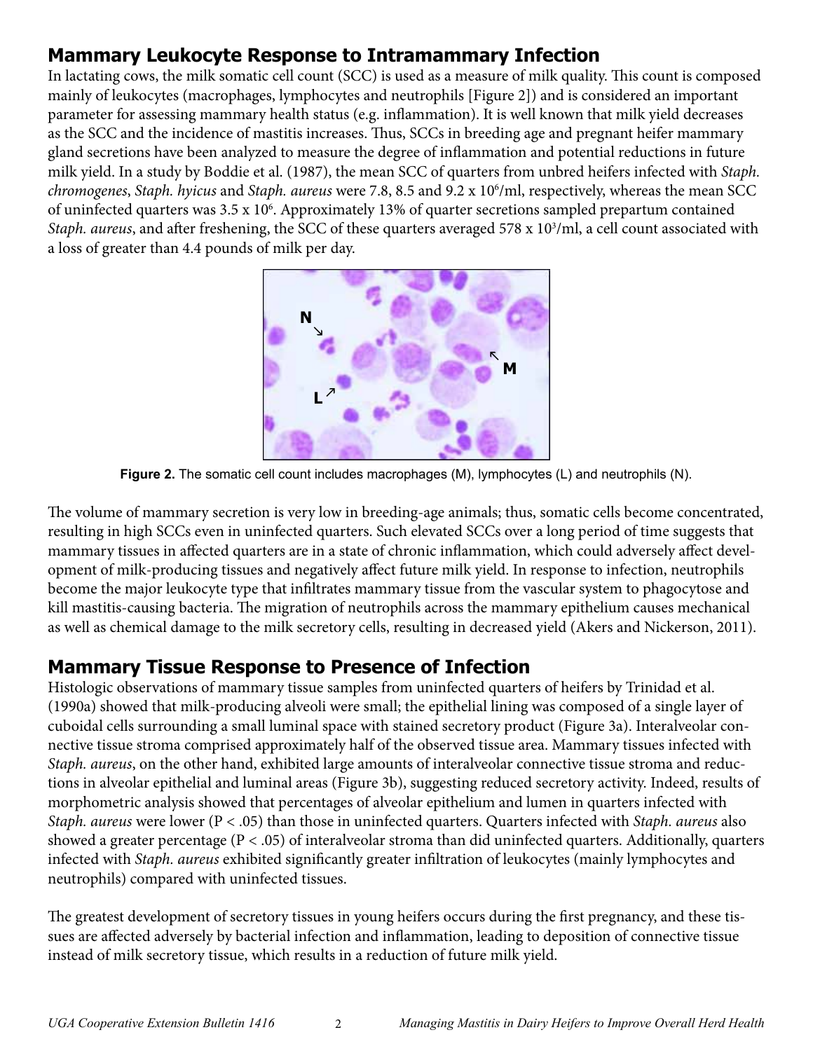## Mammary Leukocyte Response to Intramammary Infection

In lactating cows, the milk somatic cell count (SCC) is used as a measure of milk quality. This count is composed mainly of leukocytes (macrophages, lymphocytes and neutrophils [Figure 2]) and is considered an important parameter for assessing mammary health status (e.g. inflammation). It is well known that milk yield decreases as the SCC and the incidence of mastitis increases. Thus, SCCs in breeding age and pregnant heifer mammary gland secretions have been analyzed to measure the degree of inflammation and potential reductions in future milk yield. In a study by Boddie et al. (1987), the mean SCC of quarters from unbred heifers infected with *Staph. chromogenes*, *Staph. hyicus* and *Staph. aureus* were 7.8, 8.5 and 9.2 x $10^6$/ml, respectively, whereas the mean SCC of uninfected quarters was 3.5 x $10^6$. Approximately 13% of quarter secretions sampled prepartum contained *Staph. aureus*, and after freshening, the SCC of these quarters averaged 578 x $10^3$/ml, a cell count associated with a loss of greater than 4.4 pounds of milk per day.

**Figure 2.** The somatic cell count includes macrophages (M), lymphocytes (L) and neutrophils (N).

The volume of mammary secretion is very low in breeding-age animals; thus, somatic cells become concentrated, resulting in high SCCs even in uninfected quarters. Such elevated SCCs over a long period of time suggests that mammary tissues in affected quarters are in a state of chronic inflammation, which could adversely affect development of milk-producing tissues and negatively affect future milk yield. In response to infection, neutrophils become the major leukocyte type that infiltrates mammary tissue from the vascular system to phagocytose and kill mastitis-causing bacteria. The migration of neutrophils across the mammary epithelium causes mechanical as well as chemical damage to the milk secretory cells, resulting in decreased yield (Akers and Nickerson, 2011).

## Mammary Tissue Response to Presence of Infection

Histologic observations of mammary tissue samples from uninfected quarters of heifers by Trinidad et al. (1990a) showed that milk-producing alveoli were small; the epithelial lining was composed of a single layer of cuboidal cells surrounding a small luminal space with stained secretory product (Figure 3a). Interalveolar connective tissue stroma comprised approximately half of the observed tissue area. Mammary tissues infected with *Staph. aureus*, on the other hand, exhibited large amounts of interalveolar connective tissue stroma and reductions in alveolar epithelial and luminal areas (Figure 3b), suggesting reduced secretory activity. Indeed, results of morphometric analysis showed that percentages of alveolar epithelium and lumen in quarters infected with *Staph. aureus* were lower ($P < .05$) than those in uninfected quarters. Quarters infected with *Staph. aureus* also showed a greater percentage ($P < .05$) of interalveolar stroma than did uninfected quarters. Additionally, quarters infected with *Staph. aureus* exhibited significantly greater infiltration of leukocytes (mainly lymphocytes and neutrophils) compared with uninfected tissues.

The greatest development of secretory tissues in young heifers occurs during the first pregnancy, and these tissues are affected adversely by bacterial infection and inflammation, leading to deposition of connective tissue instead of milk secretory tissue, which results in a reduction of future milk yield.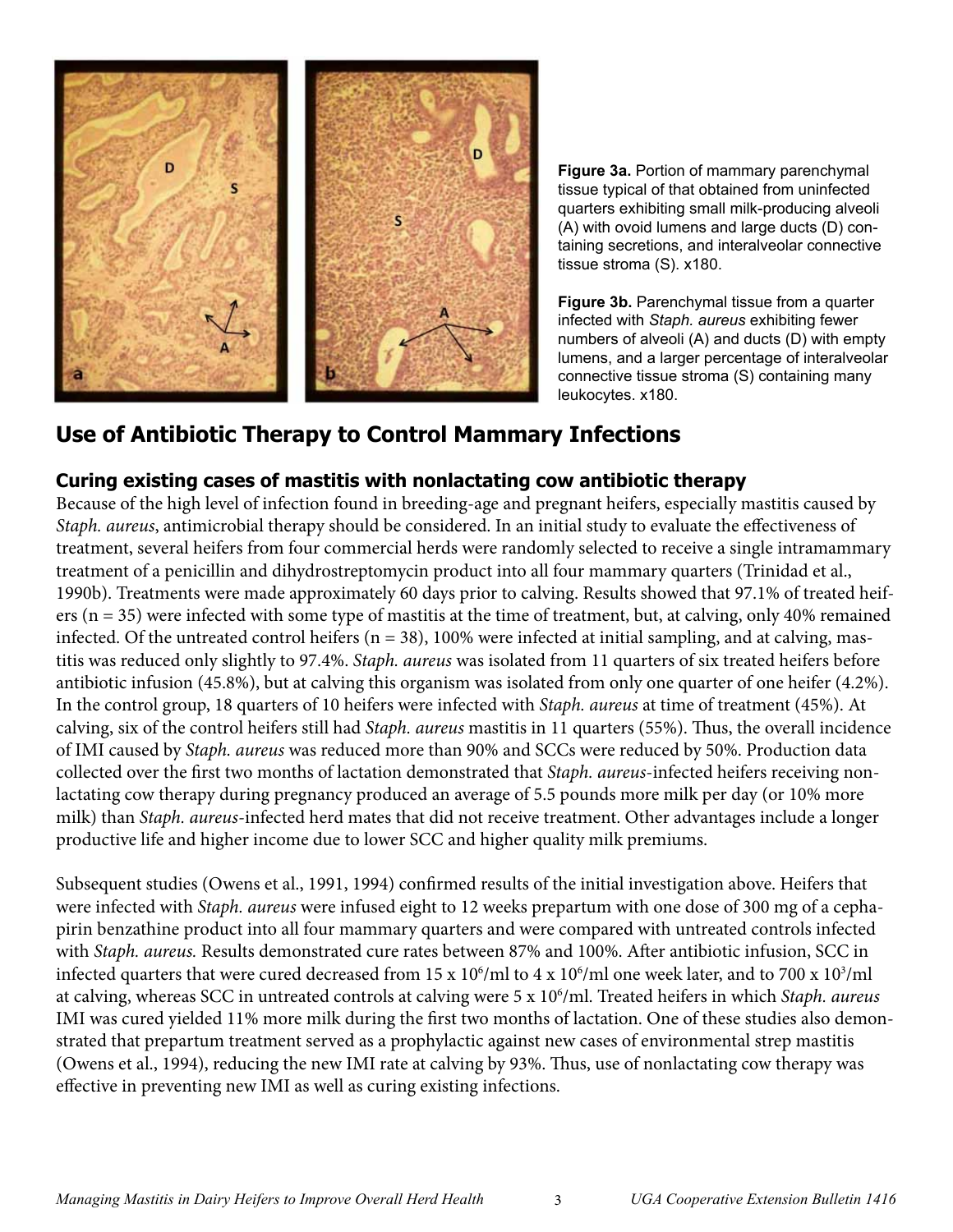**Figure 3a.** Portion of mammary parenchymal tissue typical of that obtained from uninfected quarters exhibiting small milk-producing alveoli (A) with ovoid lumens and large ducts (D) containing secretions, and interalveolar connective tissue stroma (S). x180.

**Figure 3b.** Parenchymal tissue from a quarter infected with *Staph. aureus* exhibiting fewer numbers of alveoli (A) and ducts (D) with empty lumens, and a larger percentage of interalveolar connective tissue stroma (S) containing many leukocytes. x180.

## Use of Antibiotic Therapy to Control Mammary Infections

### Curing existing cases of mastitis with nonlactating cow antibiotic therapy

Because of the high level of infection found in breeding-age and pregnant heifers, especially mastitis caused by *Staph. aureus*, antimicrobial therapy should be considered. In an initial study to evaluate the effectiveness of treatment, several heifers from four commercial herds were randomly selected to receive a single intramammary treatment of a penicillin and dihydrostreptomycin product into all four mammary quarters (Trinidad et al., 1990b). Treatments were made approximately 60 days prior to calving. Results showed that 97.1% of treated heifers (n = 35) were infected with some type of mastitis at the time of treatment, but, at calving, only 40% remained infected. Of the untreated control heifers (n = 38), 100% were infected at initial sampling, and at calving, mastitis was reduced only slightly to 97.4%. *Staph. aureus* was isolated from 11 quarters of six treated heifers before antibiotic infusion (45.8%), but at calving this organism was isolated from only one quarter of one heifer (4.2%). In the control group, 18 quarters of 10 heifers were infected with *Staph. aureus* at time of treatment (45%). At calving, six of the control heifers still had *Staph. aureus* mastitis in 11 quarters (55%). Thus, the overall incidence of IMI caused by *Staph. aureus* was reduced more than 90% and SCCs were reduced by 50%. Production data collected over the first two months of lactation demonstrated that *Staph. aureus*-infected heifers receiving nonlactating cow therapy during pregnancy produced an average of 5.5 pounds more milk per day (or 10% more milk) than *Staph. aureus*-infected herd mates that did not receive treatment. Other advantages include a longer productive life and higher income due to lower SCC and higher quality milk premiums.

Subsequent studies (Owens et al., 1991, 1994) confirmed results of the initial investigation above. Heifers that were infected with *Staph. aureus* were infused eight to 12 weeks prepartum with one dose of 300 mg of a cephapirin benzathine product into all four mammary quarters and were compared with untreated controls infected with *Staph. aureus.* Results demonstrated cure rates between 87% and 100%. After antibiotic infusion, SCC in infected quarters that were cured decreased from $15 \times 10^6$/ml to $4 \times 10^6$/ml one week later, and to $700 \times 10^3$/ml at calving, whereas SCC in untreated controls at calving were $5 \times 10^6$/ml. Treated heifers in which *Staph. aureus* IMI was cured yielded 11% more milk during the first two months of lactation. One of these studies also demonstrated that prepartum treatment served as a prophylactic against new cases of environmental strep mastitis (Owens et al., 1994), reducing the new IMI rate at calving by 93%. Thus, use of nonlactating cow therapy was effective in preventing new IMI as well as curing existing infections.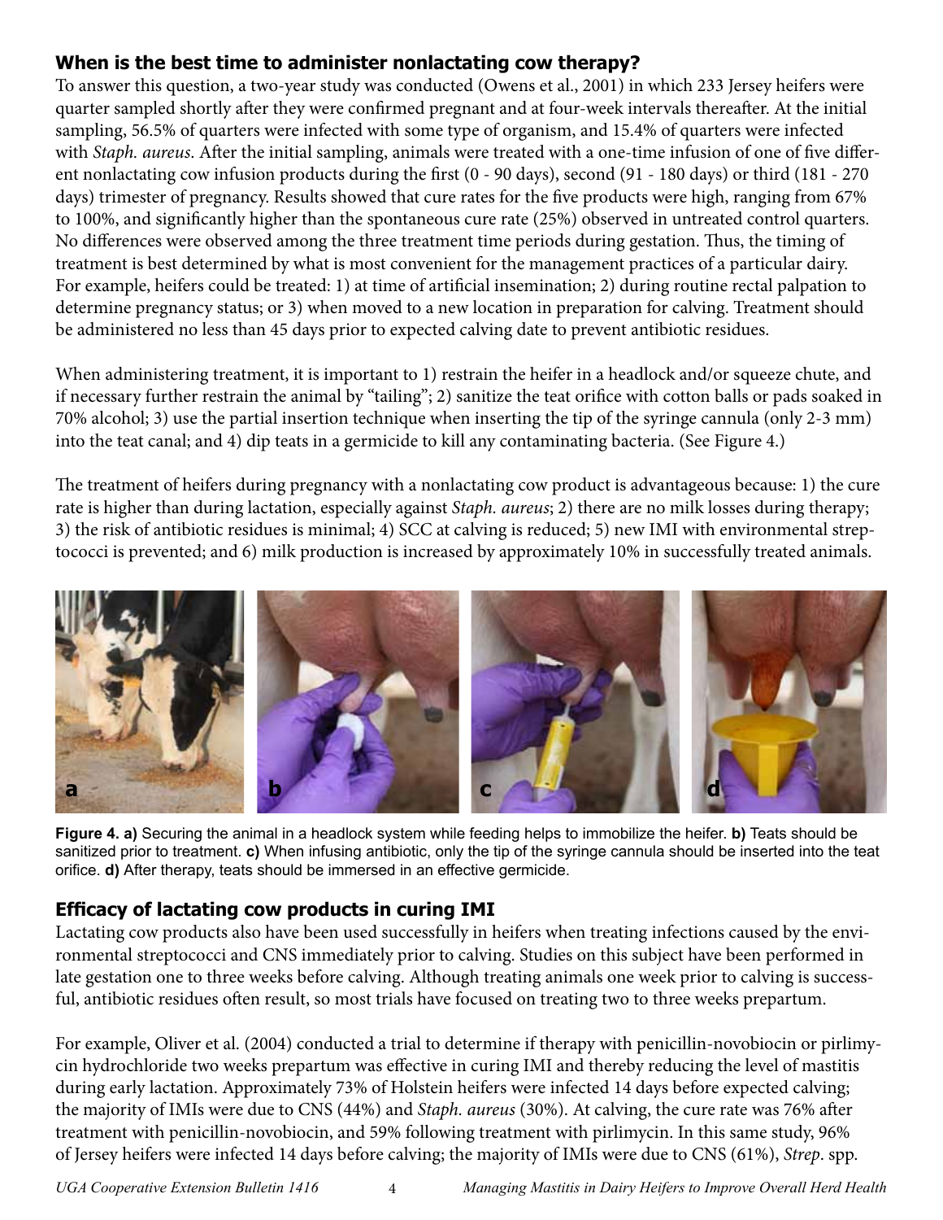## When is the best time to administer nonlactating cow therapy?

To answer this question, a two-year study was conducted (Owens et al., 2001) in which 233 Jersey heifers were quarter sampled shortly after they were confirmed pregnant and at four-week intervals thereafter. At the initial sampling, 56.5% of quarters were infected with some type of organism, and 15.4% of quarters were infected with *Staph. aureus*. After the initial sampling, animals were treated with a one-time infusion of one of five different nonlactating cow infusion products during the first (0 - 90 days), second (91 - 180 days) or third (181 - 270 days) trimester of pregnancy. Results showed that cure rates for the five products were high, ranging from 67% to 100%, and significantly higher than the spontaneous cure rate (25%) observed in untreated control quarters. No differences were observed among the three treatment time periods during gestation. Thus, the timing of treatment is best determined by what is most convenient for the management practices of a particular dairy. For example, heifers could be treated: 1) at time of artificial insemination; 2) during routine rectal palpation to determine pregnancy status; or 3) when moved to a new location in preparation for calving. Treatment should be administered no less than 45 days prior to expected calving date to prevent antibiotic residues.

When administering treatment, it is important to 1) restrain the heifer in a headlock and/or squeeze chute, and if necessary further restrain the animal by "tailing"; 2) sanitize the teat orifice with cotton balls or pads soaked in 70% alcohol; 3) use the partial insertion technique when inserting the tip of the syringe cannula (only 2-3 mm) into the teat canal; and 4) dip teats in a germicide to kill any contaminating bacteria. (See Figure 4.)

The treatment of heifers during pregnancy with a nonlactating cow product is advantageous because: 1) the cure rate is higher than during lactation, especially against *Staph. aureus*; 2) there are no milk losses during therapy; 3) the risk of antibiotic residues is minimal; 4) SCC at calving is reduced; 5) new IMI with environmental streptococci is prevented; and 6) milk production is increased by approximately 10% in successfully treated animals.

**Figure 4. a)** Securing the animal in a headlock system while feeding helps to immobilize the heifer. **b)** Teats should be sanitized prior to treatment. **c)** When infusing antibiotic, only the tip of the syringe cannula should be inserted into the teat orifice. **d)** After therapy, teats should be immersed in an effective germicide.

## Efficacy of lactating cow products in curing IMI

Lactating cow products also have been used successfully in heifers when treating infections caused by the environmental streptococci and CNS immediately prior to calving. Studies on this subject have been performed in late gestation one to three weeks before calving. Although treating animals one week prior to calving is successful, antibiotic residues often result, so most trials have focused on treating two to three weeks prepartum.

For example, Oliver et al. (2004) conducted a trial to determine if therapy with penicillin-novobiocin or pirlimycin hydrochloride two weeks prepartum was effective in curing IMI and thereby reducing the level of mastitis during early lactation. Approximately 73% of Holstein heifers were infected 14 days before expected calving; the majority of IMIs were due to CNS (44%) and *Staph. aureus* (30%). At calving, the cure rate was 76% after treatment with penicillin-novobiocin, and 59% following treatment with pirlimycin. In this same study, 96% of Jersey heifers were infected 14 days before calving; the majority of IMIs were due to CNS (61%), *Strep.* spp.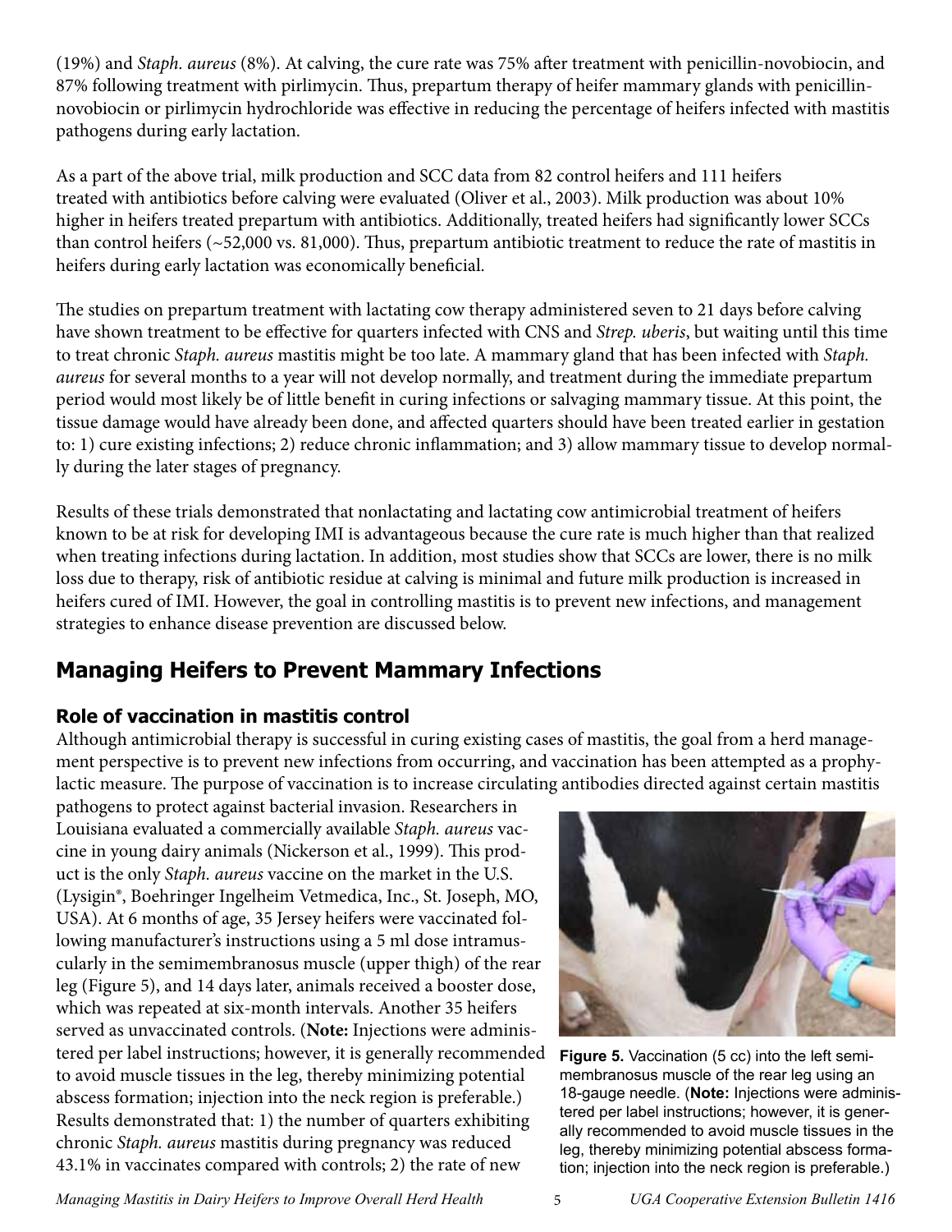(19%) and *Staph. aureus* (8%). At calving, the cure rate was 75% after treatment with penicillin-novobiocin, and 87% following treatment with pirlimycin. Thus, prepartum therapy of heifer mammary glands with penicillin-novobiocin or pirlimycin hydrochloride was effective in reducing the percentage of heifers infected with mastitis pathogens during early lactation.

As a part of the above trial, milk production and SCC data from 82 control heifers and 111 heifers treated with antibiotics before calving were evaluated (Oliver et al., 2003). Milk production was about 10% higher in heifers treated prepartum with antibiotics. Additionally, treated heifers had significantly lower SCCs than control heifers (~52,000 vs. 81,000). Thus, prepartum antibiotic treatment to reduce the rate of mastitis in heifers during early lactation was economically beneficial.

The studies on prepartum treatment with lactating cow therapy administered seven to 21 days before calving have shown treatment to be effective for quarters infected with CNS and *Strep. uberis*, but waiting until this time to treat chronic *Staph. aureus* mastitis might be too late. A mammary gland that has been infected with *Staph. aureus* for several months to a year will not develop normally, and treatment during the immediate prepartum period would most likely be of little benefit in curing infections or salvaging mammary tissue. At this point, the tissue damage would have already been done, and affected quarters should have been treated earlier in gestation to: 1) cure existing infections; 2) reduce chronic inflammation; and 3) allow mammary tissue to develop normally during the later stages of pregnancy.

Results of these trials demonstrated that nonlactating and lactating cow antimicrobial treatment of heifers known to be at risk for developing IMI is advantageous because the cure rate is much higher than that realized when treating infections during lactation. In addition, most studies show that SCCs are lower, there is no milk loss due to therapy, risk of antibiotic residue at calving is minimal and future milk production is increased in heifers cured of IMI. However, the goal in controlling mastitis is to prevent new infections, and management strategies to enhance disease prevention are discussed below.

## Managing Heifers to Prevent Mammary Infections

### Role of vaccination in mastitis control

Although antimicrobial therapy is successful in curing existing cases of mastitis, the goal from a herd management perspective is to prevent new infections from occurring, and vaccination has been attempted as a prophylactic measure. The purpose of vaccination is to increase circulating antibodies directed against certain mastitis pathogens to protect against bacterial invasion. Researchers in Louisiana evaluated a commercially available *Staph. aureus* vaccine in young dairy animals (Nickerson et al., 1999). This product is the only *Staph. aureus* vaccine on the market in the U.S. (Lysigin®, Boehringer Ingelheim Vetmedica, Inc., St. Joseph, MO, USA). At 6 months of age, 35 Jersey heifers were vaccinated following manufacturer's instructions using a 5 ml dose intramuscularly in the semimembranosus muscle (upper thigh) of the rear leg (Figure 5), and 14 days later, animals received a booster dose, which was repeated at six-month intervals. Another 35 heifers served as unvaccinated controls. (**Note:** Injections were administered per label instructions; however, it is generally recommended to avoid muscle tissues in the leg, thereby minimizing potential abscess formation; injection into the neck region is preferable.) Results demonstrated that: 1) the number of quarters exhibiting chronic *Staph. aureus* mastitis during pregnancy was reduced 43.1% in vaccinates compared with controls; 2) the rate of new

**Figure 5.** Vaccination (5 cc) into the left semimembranosus muscle of the rear leg using an 18-gauge needle. (**Note:** Injections were administered per label instructions; however, it is generally recommended to avoid muscle tissues in the leg, thereby minimizing potential abscess formation; injection into the neck region is preferable.)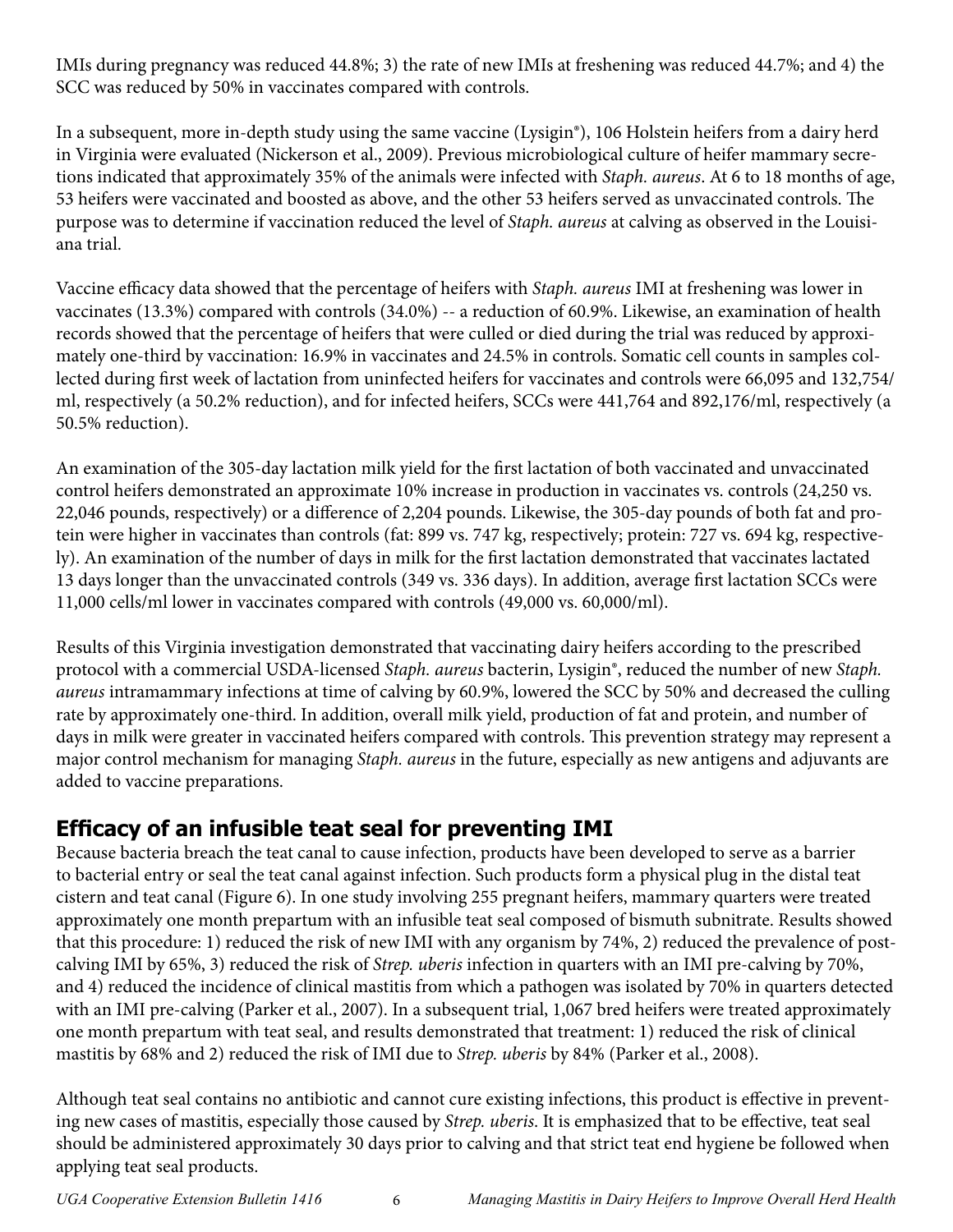IMIs during pregnancy was reduced 44.8%; 3) the rate of new IMIs at freshening was reduced 44.7%; and 4) the SCC was reduced by 50% in vaccinates compared with controls.

In a subsequent, more in-depth study using the same vaccine (Lysigin®), 106 Holstein heifers from a dairy herd in Virginia were evaluated (Nickerson et al., 2009). Previous microbiological culture of heifer mammary secretions indicated that approximately 35% of the animals were infected with *Staph. aureus*. At 6 to 18 months of age, 53 heifers were vaccinated and boosted as above, and the other 53 heifers served as unvaccinated controls. The purpose was to determine if vaccination reduced the level of *Staph. aureus* at calving as observed in the Louisiana trial.

Vaccine efficacy data showed that the percentage of heifers with *Staph. aureus* IMI at freshening was lower in vaccinates (13.3%) compared with controls (34.0%) -- a reduction of 60.9%. Likewise, an examination of health records showed that the percentage of heifers that were culled or died during the trial was reduced by approximately one-third by vaccination: 16.9% in vaccinates and 24.5% in controls. Somatic cell counts in samples collected during first week of lactation from uninfected heifers for vaccinates and controls were 66,095 and 132,754/ml, respectively (a 50.2% reduction), and for infected heifers, SCCs were 441,764 and 892,176/ml, respectively (a 50.5% reduction).

An examination of the 305-day lactation milk yield for the first lactation of both vaccinated and unvaccinated control heifers demonstrated an approximate 10% increase in production in vaccinates vs. controls (24,250 vs. 22,046 pounds, respectively) or a difference of 2,204 pounds. Likewise, the 305-day pounds of both fat and protein were higher in vaccinates than controls (fat: 899 vs. 747 kg, respectively; protein: 727 vs. 694 kg, respectively). An examination of the number of days in milk for the first lactation demonstrated that vaccinates lactated 13 days longer than the unvaccinated controls (349 vs. 336 days). In addition, average first lactation SCCs were 11,000 cells/ml lower in vaccinates compared with controls (49,000 vs. 60,000/ml).

Results of this Virginia investigation demonstrated that vaccinating dairy heifers according to the prescribed protocol with a commercial USDA-licensed *Staph. aureus* bacterin, Lysigin®, reduced the number of new *Staph. aureus* intramammary infections at time of calving by 60.9%, lowered the SCC by 50% and decreased the culling rate by approximately one-third. In addition, overall milk yield, production of fat and protein, and number of days in milk were greater in vaccinated heifers compared with controls. This prevention strategy may represent a major control mechanism for managing *Staph. aureus* in the future, especially as new antigens and adjuvants are added to vaccine preparations.

## Efficacy of an infusible teat seal for preventing IMI

Because bacteria breach the teat canal to cause infection, products have been developed to serve as a barrier to bacterial entry or seal the teat canal against infection. Such products form a physical plug in the distal teat cistern and teat canal (Figure 6). In one study involving 255 pregnant heifers, mammary quarters were treated approximately one month prepartum with an infusible teat seal composed of bismuth subnitrate. Results showed that this procedure: 1) reduced the risk of new IMI with any organism by 74%, 2) reduced the prevalence of post-calving IMI by 65%, 3) reduced the risk of *Strep. uberis* infection in quarters with an IMI pre-calving by 70%, and 4) reduced the incidence of clinical mastitis from which a pathogen was isolated by 70% in quarters detected with an IMI pre-calving (Parker et al., 2007). In a subsequent trial, 1,067 bred heifers were treated approximately one month prepartum with teat seal, and results demonstrated that treatment: 1) reduced the risk of clinical mastitis by 68% and 2) reduced the risk of IMI due to *Strep. uberis* by 84% (Parker et al., 2008).

Although teat seal contains no antibiotic and cannot cure existing infections, this product is effective in preventing new cases of mastitis, especially those caused by *Strep. uberis*. It is emphasized that to be effective, teat seal should be administered approximately 30 days prior to calving and that strict teat end hygiene be followed when applying teat seal products.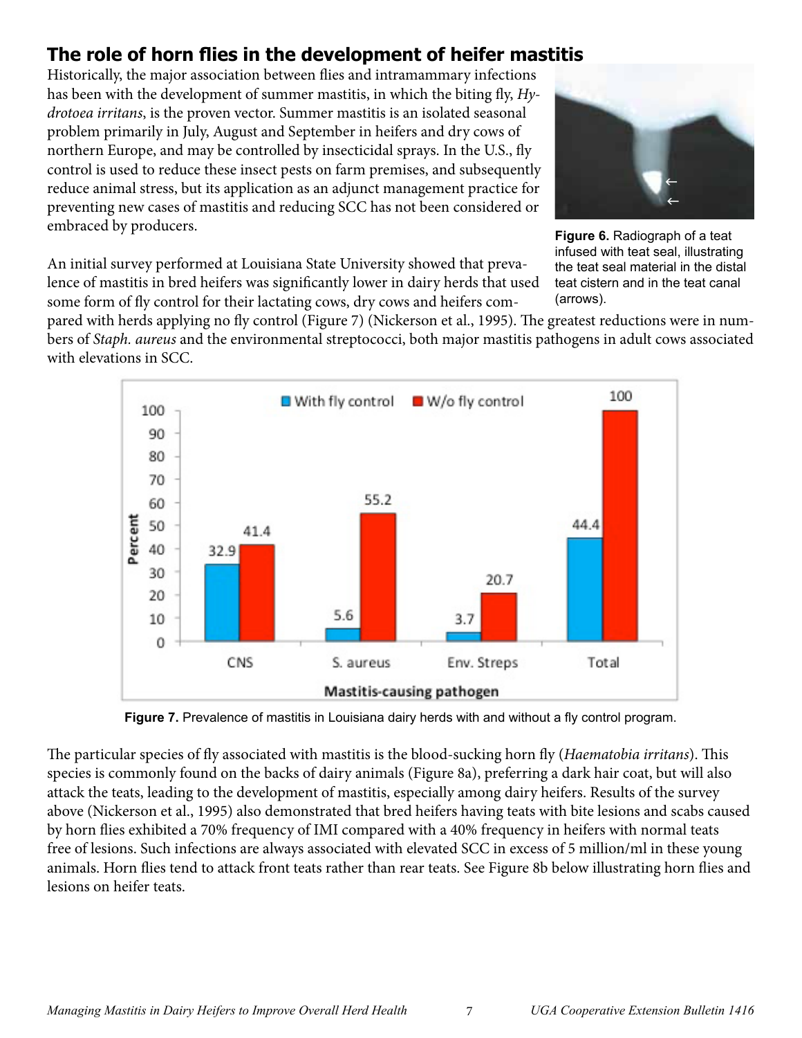## The role of horn flies in the development of heifer mastitis

Historically, the major association between flies and intramammary infections has been with the development of summer mastitis, in which the biting fly, *Hydrotoea irritans*, is the proven vector. Summer mastitis is an isolated seasonal problem primarily in July, August and September in heifers and dry cows of northern Europe, and may be controlled by insecticidal sprays. In the U.S., fly control is used to reduce these insect pests on farm premises, and subsequently reduce animal stress, but its application as an adjunct management practice for preventing new cases of mastitis and reducing SCC has not been considered or embraced by producers.

**Figure 6.** Radiograph of a teat infused with teat seal, illustrating the teat seal material in the distal teat cistern and in the teat canal (arrows).

An initial survey performed at Louisiana State University showed that prevalence of mastitis in bred heifers was significantly lower in dairy herds that used some form of fly control for their lactating cows, dry cows and heifers compared with herds applying no fly control (Figure 7) (Nickerson et al., 1995). The greatest reductions were in numbers of *Staph. aureus* and the environmental streptococci, both major mastitis pathogens in adult cows associated with elevations in SCC.

| Mastitis-causing pathogen | With fly control (%) | W/o fly control (%) |
|---|---|---|
| CNS | 32.9 | 41.4 |
| S. aureus | 5.6 | 55.2 |
| Env. Streps | 3.7 | 20.7 |
| Total | 44.4 | 100 |

**Figure 7.** Prevalence of mastitis in Louisiana dairy herds with and without a fly control program.

The particular species of fly associated with mastitis is the blood-sucking horn fly (*Haematobia irritans*). This species is commonly found on the backs of dairy animals (Figure 8a), preferring a dark hair coat, but will also attack the teats, leading to the development of mastitis, especially among dairy heifers. Results of the survey above (Nickerson et al., 1995) also demonstrated that bred heifers having teats with bite lesions and scabs caused by horn flies exhibited a 70% frequency of IMI compared with a 40% frequency in heifers with normal teats free of lesions. Such infections are always associated with elevated SCC in excess of 5 million/ml in these young animals. Horn flies tend to attack front teats rather than rear teats. See Figure 8b below illustrating horn flies and lesions on heifer teats.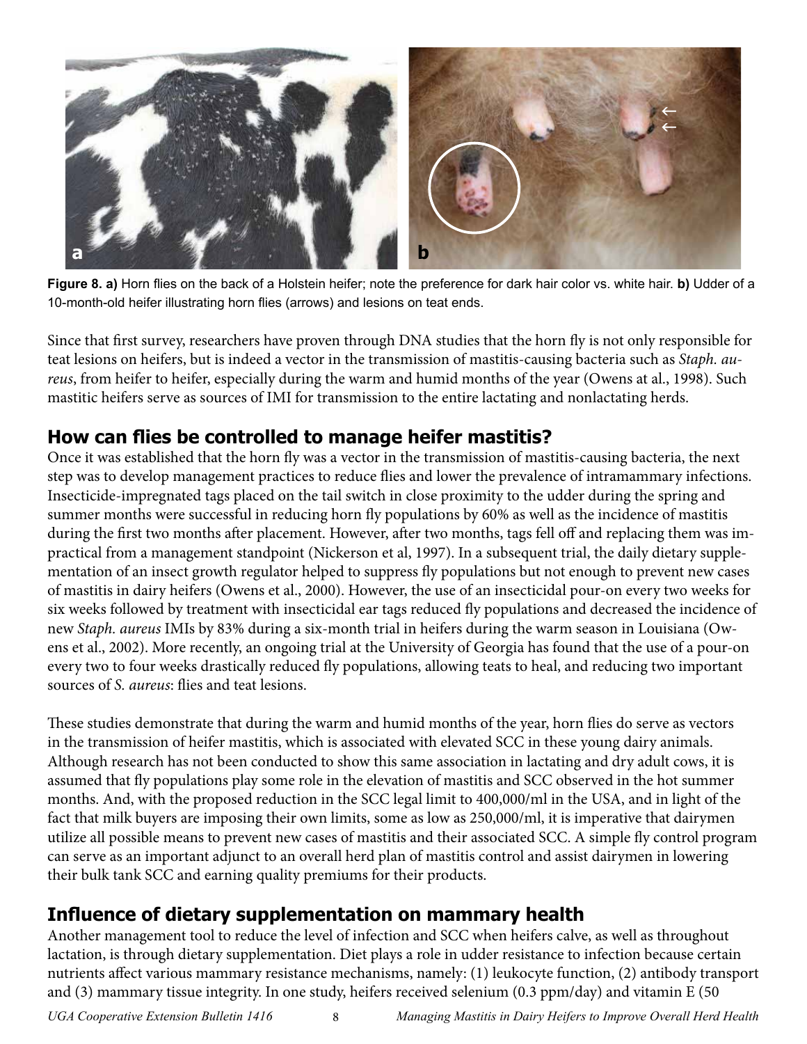**Figure 8. a)** Horn flies on the back of a Holstein heifer; note the preference for dark hair color vs. white hair. **b)** Udder of a 10-month-old heifer illustrating horn flies (arrows) and lesions on teat ends.

Since that first survey, researchers have proven through DNA studies that the horn fly is not only responsible for teat lesions on heifers, but is indeed a vector in the transmission of mastitis-causing bacteria such as *Staph. aureus*, from heifer to heifer, especially during the warm and humid months of the year (Owens at al., 1998). Such mastitic heifers serve as sources of IMI for transmission to the entire lactating and nonlactating herds.

## How can flies be controlled to manage heifer mastitis?

Once it was established that the horn fly was a vector in the transmission of mastitis-causing bacteria, the next step was to develop management practices to reduce flies and lower the prevalence of intramammary infections. Insecticide-impregnated tags placed on the tail switch in close proximity to the udder during the spring and summer months were successful in reducing horn fly populations by 60% as well as the incidence of mastitis during the first two months after placement. However, after two months, tags fell off and replacing them was impractical from a management standpoint (Nickerson et al, 1997). In a subsequent trial, the daily dietary supplementation of an insect growth regulator helped to suppress fly populations but not enough to prevent new cases of mastitis in dairy heifers (Owens et al., 2000). However, the use of an insecticidal pour-on every two weeks for six weeks followed by treatment with insecticidal ear tags reduced fly populations and decreased the incidence of new *Staph. aureus* IMIs by 83% during a six-month trial in heifers during the warm season in Louisiana (Owens et al., 2002). More recently, an ongoing trial at the University of Georgia has found that the use of a pour-on every two to four weeks drastically reduced fly populations, allowing teats to heal, and reducing two important sources of *S. aureus*: flies and teat lesions.

These studies demonstrate that during the warm and humid months of the year, horn flies do serve as vectors in the transmission of heifer mastitis, which is associated with elevated SCC in these young dairy animals. Although research has not been conducted to show this same association in lactating and dry adult cows, it is assumed that fly populations play some role in the elevation of mastitis and SCC observed in the hot summer months. And, with the proposed reduction in the SCC legal limit to 400,000/ml in the USA, and in light of the fact that milk buyers are imposing their own limits, some as low as 250,000/ml, it is imperative that dairymen utilize all possible means to prevent new cases of mastitis and their associated SCC. A simple fly control program can serve as an important adjunct to an overall herd plan of mastitis control and assist dairymen in lowering their bulk tank SCC and earning quality premiums for their products.

## Influence of dietary supplementation on mammary health

Another management tool to reduce the level of infection and SCC when heifers calve, as well as throughout lactation, is through dietary supplementation. Diet plays a role in udder resistance to infection because certain nutrients affect various mammary resistance mechanisms, namely: (1) leukocyte function, (2) antibody transport and (3) mammary tissue integrity. In one study, heifers received selenium (0.3 ppm/day) and vitamin E (50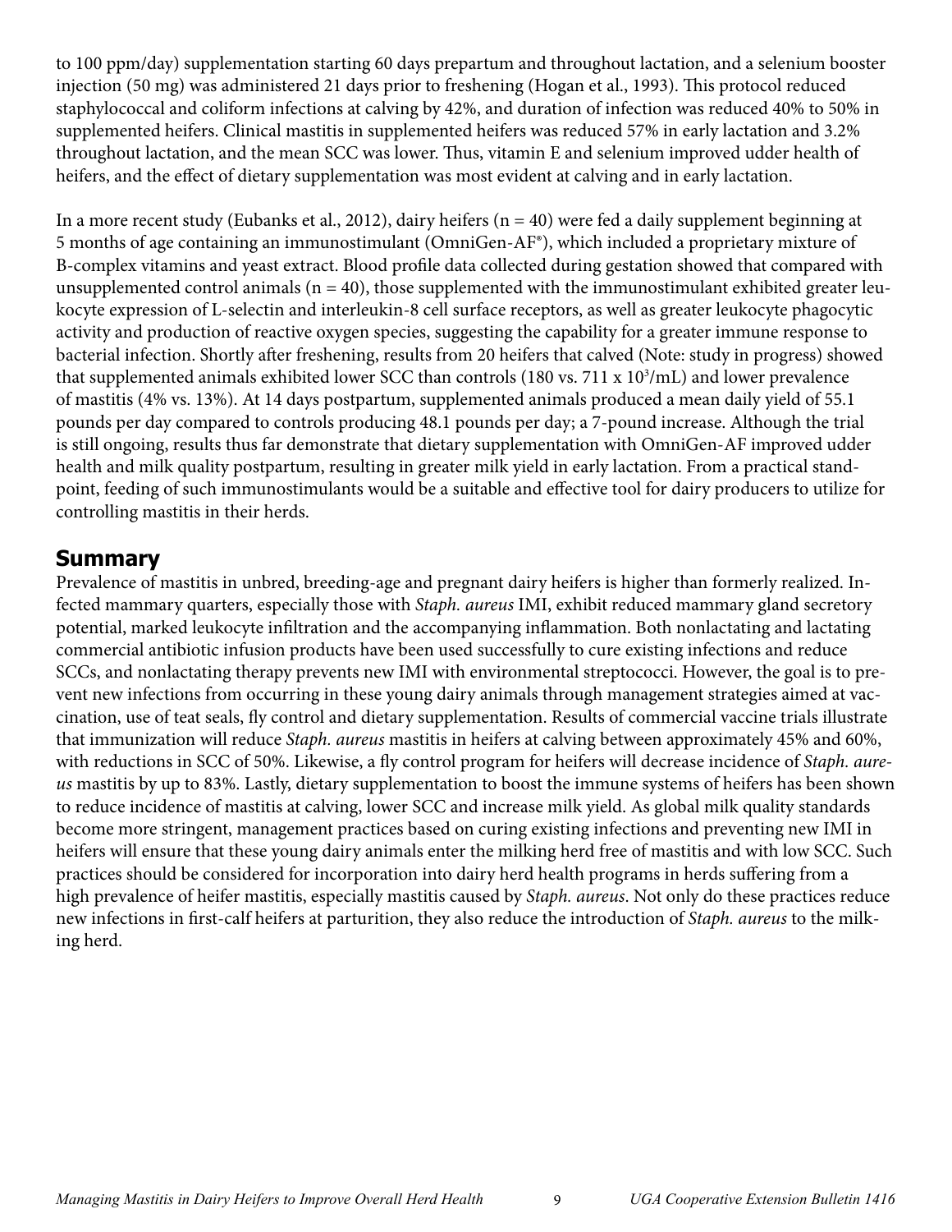to 100 ppm/day) supplementation starting 60 days prepartum and throughout lactation, and a selenium booster injection (50 mg) was administered 21 days prior to freshening (Hogan et al., 1993). This protocol reduced staphylococcal and coliform infections at calving by 42%, and duration of infection was reduced 40% to 50% in supplemented heifers. Clinical mastitis in supplemented heifers was reduced 57% in early lactation and 3.2% throughout lactation, and the mean SCC was lower. Thus, vitamin E and selenium improved udder health of heifers, and the effect of dietary supplementation was most evident at calving and in early lactation.

In a more recent study (Eubanks et al., 2012), dairy heifers (n = 40) were fed a daily supplement beginning at 5 months of age containing an immunostimulant (OmniGen-AF®), which included a proprietary mixture of B-complex vitamins and yeast extract. Blood profile data collected during gestation showed that compared with unsupplemented control animals (n = 40), those supplemented with the immunostimulant exhibited greater leukocyte expression of L-selectin and interleukin-8 cell surface receptors, as well as greater leukocyte phagocytic activity and production of reactive oxygen species, suggesting the capability for a greater immune response to bacterial infection. Shortly after freshening, results from 20 heifers that calved (Note: study in progress) showed that supplemented animals exhibited lower SCC than controls (180 vs. 711 x $10^3$/mL) and lower prevalence of mastitis (4% vs. 13%). At 14 days postpartum, supplemented animals produced a mean daily yield of 55.1 pounds per day compared to controls producing 48.1 pounds per day; a 7-pound increase. Although the trial is still ongoing, results thus far demonstrate that dietary supplementation with OmniGen-AF improved udder health and milk quality postpartum, resulting in greater milk yield in early lactation. From a practical standpoint, feeding of such immunostimulants would be a suitable and effective tool for dairy producers to utilize for controlling mastitis in their herds.

## Summary

Prevalence of mastitis in unbred, breeding-age and pregnant dairy heifers is higher than formerly realized. Infected mammary quarters, especially those with *Staph. aureus* IMI, exhibit reduced mammary gland secretory potential, marked leukocyte infiltration and the accompanying inflammation. Both nonlactating and lactating commercial antibiotic infusion products have been used successfully to cure existing infections and reduce SCCs, and nonlactating therapy prevents new IMI with environmental streptococci. However, the goal is to prevent new infections from occurring in these young dairy animals through management strategies aimed at vaccination, use of teat seals, fly control and dietary supplementation. Results of commercial vaccine trials illustrate that immunization will reduce *Staph. aureus* mastitis in heifers at calving between approximately 45% and 60%, with reductions in SCC of 50%. Likewise, a fly control program for heifers will decrease incidence of *Staph. aureus* mastitis by up to 83%. Lastly, dietary supplementation to boost the immune systems of heifers has been shown to reduce incidence of mastitis at calving, lower SCC and increase milk yield. As global milk quality standards become more stringent, management practices based on curing existing infections and preventing new IMI in heifers will ensure that these young dairy animals enter the milking herd free of mastitis and with low SCC. Such practices should be considered for incorporation into dairy herd health programs in herds suffering from a high prevalence of heifer mastitis, especially mastitis caused by *Staph. aureus*. Not only do these practices reduce new infections in first-calf heifers at parturition, they also reduce the introduction of *Staph. aureus* to the milking herd.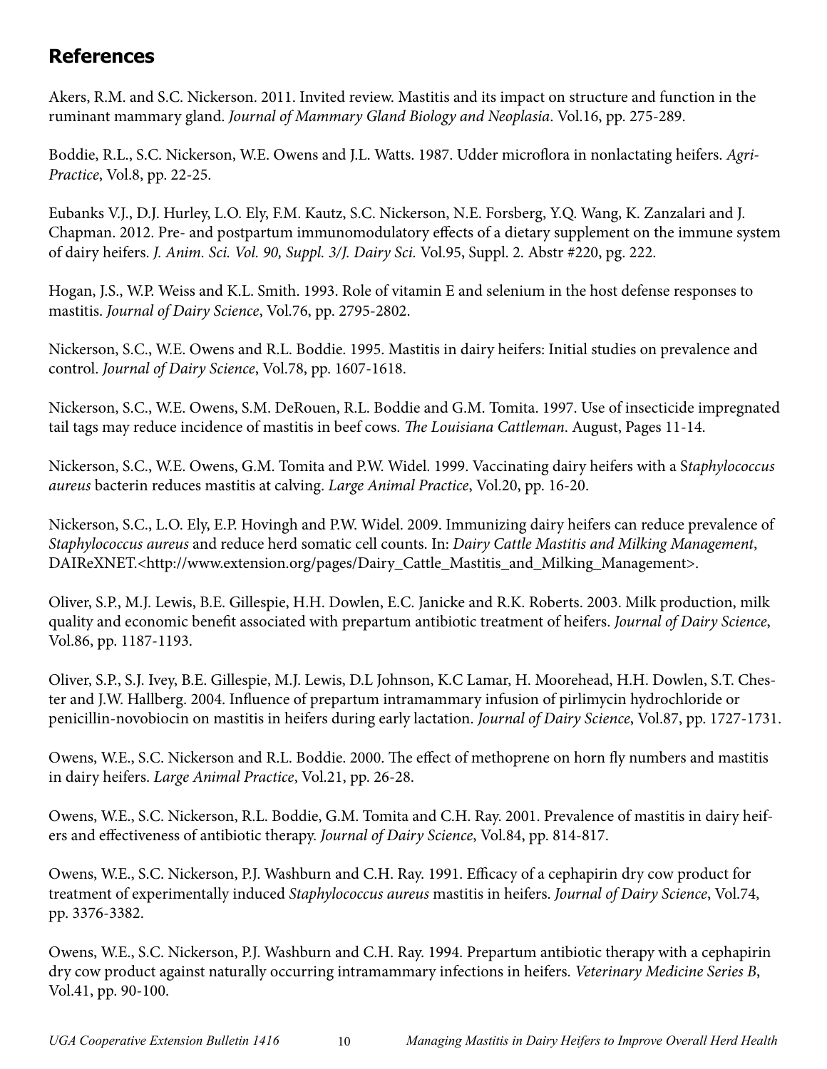## References

Akers, R.M. and S.C. Nickerson. 2011. Invited review. Mastitis and its impact on structure and function in the ruminant mammary gland. *Journal of Mammary Gland Biology and Neoplasia*. Vol.16, pp. 275-289.

Boddie, R.L., S.C. Nickerson, W.E. Owens and J.L. Watts. 1987. Udder microflora in nonlactating heifers. *Agri-Practice*, Vol.8, pp. 22-25.

Eubanks V.J., D.J. Hurley, L.O. Ely, F.M. Kautz, S.C. Nickerson, N.E. Forsberg, Y.Q. Wang, K. Zanzalari and J. Chapman. 2012. Pre- and postpartum immunomodulatory effects of a dietary supplement on the immune system of dairy heifers. *J. Anim. Sci. Vol. 90, Suppl. 3/J. Dairy Sci.* Vol.95, Suppl. 2. Abstr #220, pg. 222.

Hogan, J.S., W.P. Weiss and K.L. Smith. 1993. Role of vitamin E and selenium in the host defense responses to mastitis. *Journal of Dairy Science*, Vol.76, pp. 2795-2802.

Nickerson, S.C., W.E. Owens and R.L. Boddie. 1995. Mastitis in dairy heifers: Initial studies on prevalence and control. *Journal of Dairy Science*, Vol.78, pp. 1607-1618.

Nickerson, S.C., W.E. Owens, S.M. DeRouen, R.L. Boddie and G.M. Tomita. 1997. Use of insecticide impregnated tail tags may reduce incidence of mastitis in beef cows. *The Louisiana Cattleman*. August, Pages 11-14.

Nickerson, S.C., W.E. Owens, G.M. Tomita and P.W. Widel. 1999. Vaccinating dairy heifers with a S*taphylococcus aureus* bacterin reduces mastitis at calving. *Large Animal Practice*, Vol.20, pp. 16-20.

Nickerson, S.C., L.O. Ely, E.P. Hovingh and P.W. Widel. 2009. Immunizing dairy heifers can reduce prevalence of *Staphylococcus aureus* and reduce herd somatic cell counts. In: *Dairy Cattle Mastitis and Milking Management*, DAIReXNET.<http://www.extension.org/pages/Dairy_Cattle_Mastitis_and_Milking_Management>.

Oliver, S.P., M.J. Lewis, B.E. Gillespie, H.H. Dowlen, E.C. Janicke and R.K. Roberts. 2003. Milk production, milk quality and economic benefit associated with prepartum antibiotic treatment of heifers. *Journal of Dairy Science*, Vol.86, pp. 1187-1193.

Oliver, S.P., S.J. Ivey, B.E. Gillespie, M.J. Lewis, D.L Johnson, K.C Lamar, H. Moorehead, H.H. Dowlen, S.T. Chester and J.W. Hallberg. 2004. Influence of prepartum intramammary infusion of pirlimycin hydrochloride or penicillin-novobiocin on mastitis in heifers during early lactation. *Journal of Dairy Science*, Vol.87, pp. 1727-1731.

Owens, W.E., S.C. Nickerson and R.L. Boddie. 2000. The effect of methoprene on horn fly numbers and mastitis in dairy heifers. *Large Animal Practice*, Vol.21, pp. 26-28.

Owens, W.E., S.C. Nickerson, R.L. Boddie, G.M. Tomita and C.H. Ray. 2001. Prevalence of mastitis in dairy heifers and effectiveness of antibiotic therapy. *Journal of Dairy Science*, Vol.84, pp. 814-817.

Owens, W.E., S.C. Nickerson, P.J. Washburn and C.H. Ray. 1991. Efficacy of a cephapirin dry cow product for treatment of experimentally induced *Staphylococcus aureus* mastitis in heifers. *Journal of Dairy Science*, Vol.74, pp. 3376-3382.

Owens, W.E., S.C. Nickerson, P.J. Washburn and C.H. Ray. 1994. Prepartum antibiotic therapy with a cephapirin dry cow product against naturally occurring intramammary infections in heifers. *Veterinary Medicine Series B*, Vol.41, pp. 90-100.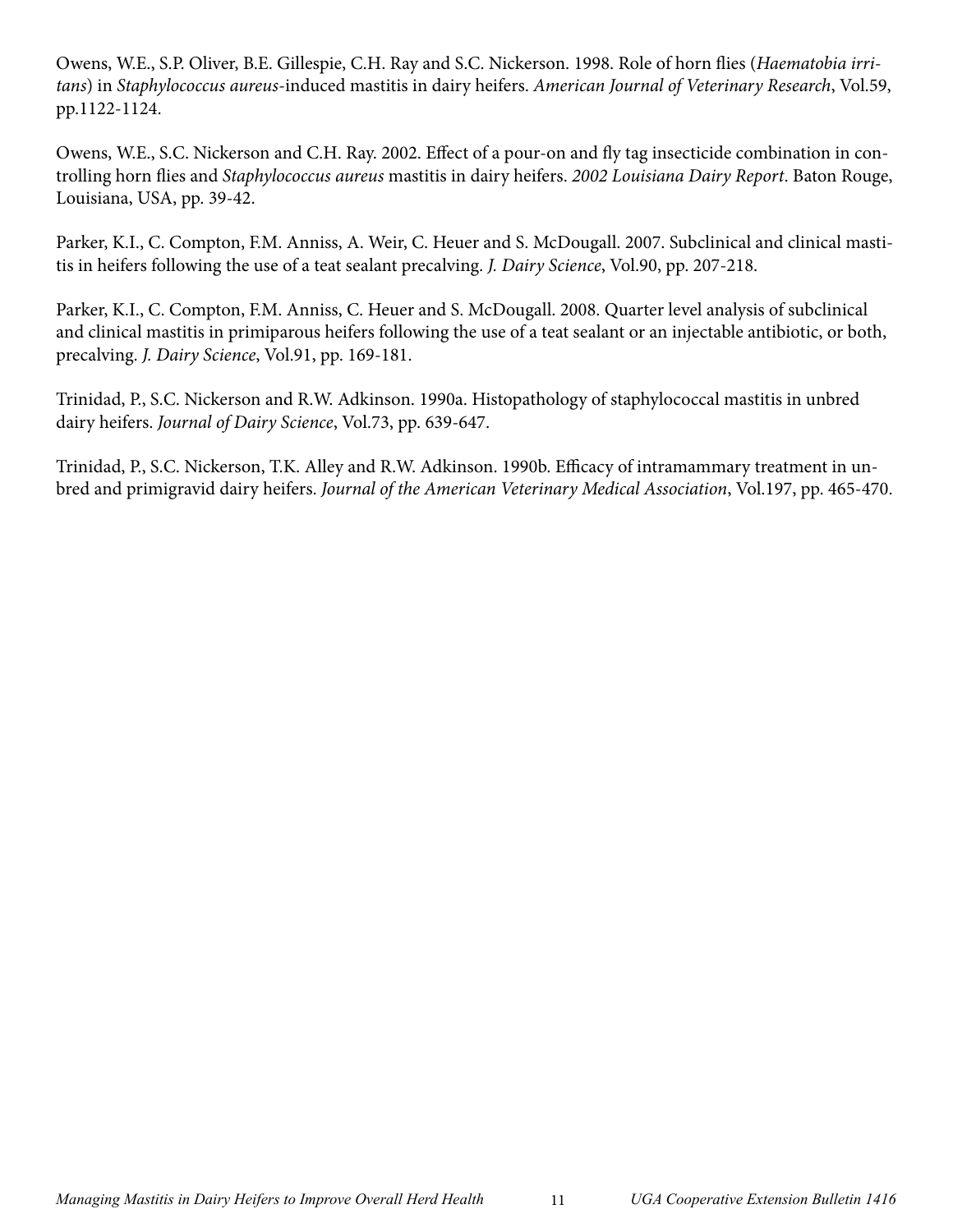Owens, W.E., S.P. Oliver, B.E. Gillespie, C.H. Ray and S.C. Nickerson. 1998. Role of horn flies (*Haematobia irritans*) in *Staphylococcus aureus*-induced mastitis in dairy heifers. *American Journal of Veterinary Research*, Vol.59, pp.1122-1124.

Owens, W.E., S.C. Nickerson and C.H. Ray. 2002. Effect of a pour-on and fly tag insecticide combination in controlling horn flies and *Staphylococcus aureus* mastitis in dairy heifers. *2002 Louisiana Dairy Report*. Baton Rouge, Louisiana, USA, pp. 39-42.

Parker, K.I., C. Compton, F.M. Anniss, A. Weir, C. Heuer and S. McDougall. 2007. Subclinical and clinical mastitis in heifers following the use of a teat sealant precalving. *J. Dairy Science*, Vol.90, pp. 207-218.

Parker, K.I., C. Compton, F.M. Anniss, C. Heuer and S. McDougall. 2008. Quarter level analysis of subclinical and clinical mastitis in primiparous heifers following the use of a teat sealant or an injectable antibiotic, or both, precalving. *J. Dairy Science*, Vol.91, pp. 169-181.

Trinidad, P., S.C. Nickerson and R.W. Adkinson. 1990a. Histopathology of staphylococcal mastitis in unbred dairy heifers. *Journal of Dairy Science*, Vol.73, pp. 639-647.

Trinidad, P., S.C. Nickerson, T.K. Alley and R.W. Adkinson. 1990b. Efficacy of intramammary treatment in unbred and primigravid dairy heifers. *Journal of the American Veterinary Medical Association*, Vol.197, pp. 465-470.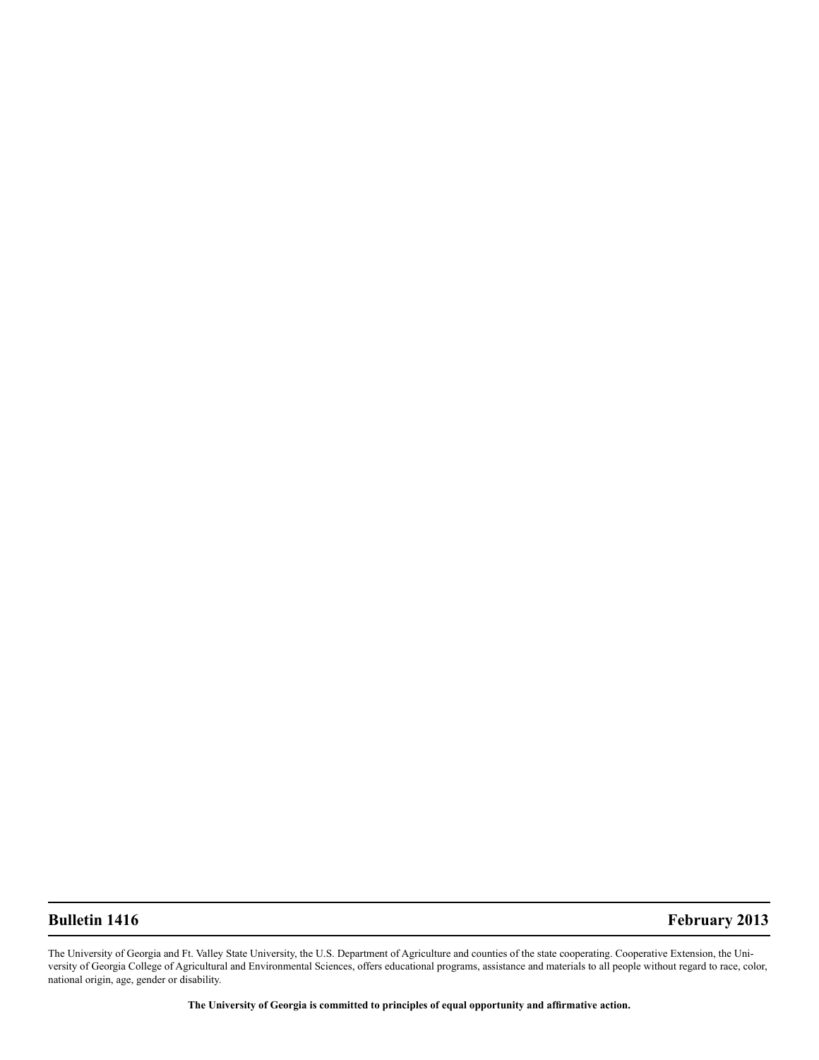**Bulletin 1416** **February 2013**

The University of Georgia and Ft. Valley State University, the U.S. Department of Agriculture and counties of the state cooperating. Cooperative Extension, the University of Georgia College of Agricultural and Environmental Sciences, offers educational programs, assistance and materials to all people without regard to race, color, national origin, age, gender or disability.

**The University of Georgia is committed to principles of equal opportunity and affirmative action.**